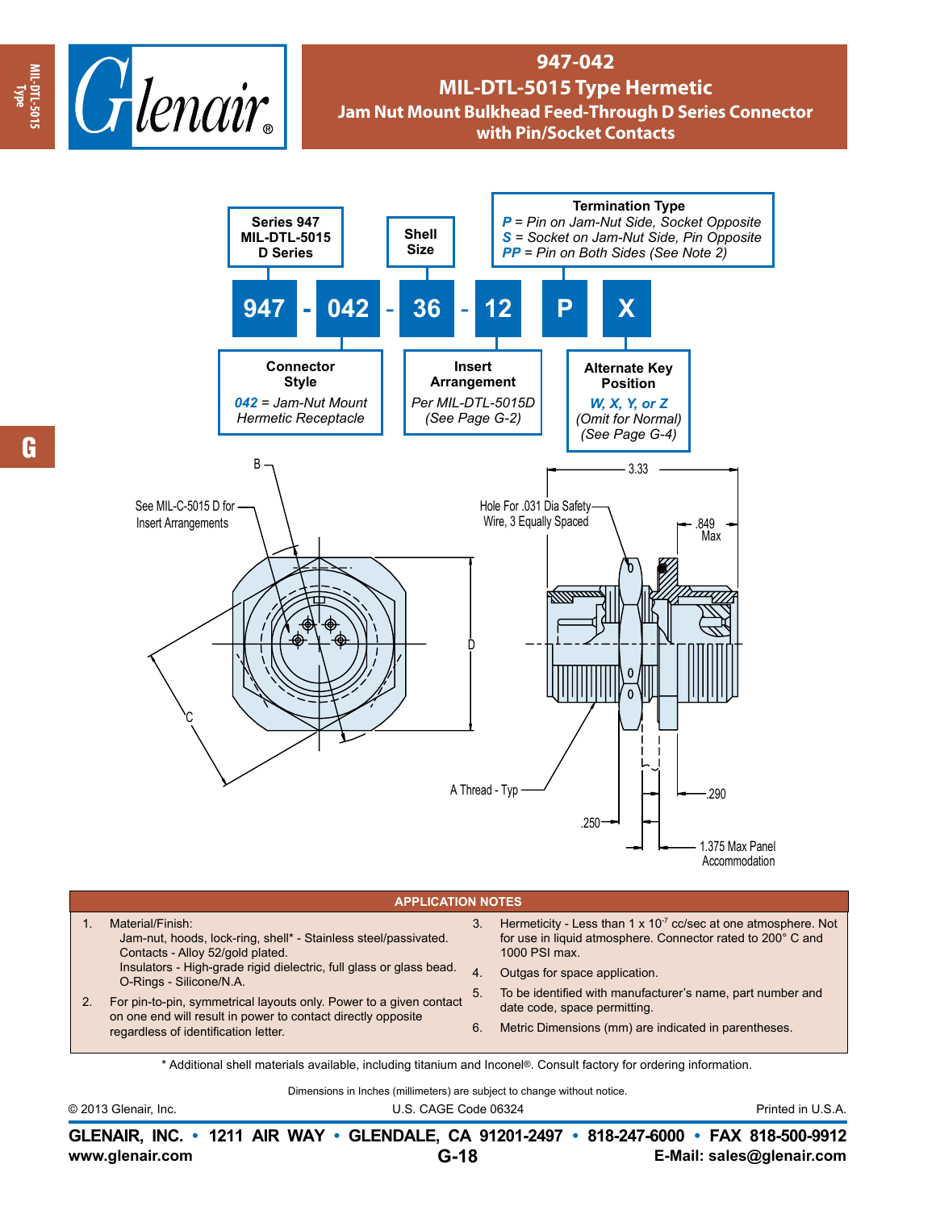# 947-042

## MIL-DTL-5015 Type Hermetic

### Jam Nut Mount Bulkhead Feed-Through D Series Connector with Pin/Socket Contacts

**947 - 042 - 36 - 12 P X**

- **Series 947** MIL-DTL-5015 D Series
- **Connector Style**: *042* = *Jam-Nut Mount Hermetic Receptacle*
- **Shell Size**
- **Insert Arrangement**: *Per MIL-DTL-5015D (See Page G-2)*
- **Termination Type**
  - ***P*** = *Pin on Jam-Nut Side, Socket Opposite*
  - ***S*** = *Socket on Jam-Nut Side, Pin Opposite*
  - ***PP*** = *Pin on Both Sides (See Note 2)*
- **Alternate Key Position**: ***W, X, Y, or Z*** *(Omit for Normal) (See Page G-4)*

See MIL-C-5015 D for Insert Arrangements

B

C

D

3.33

Hole For .031 Dia Safety Wire, 3 Equally Spaced

.849 Max

A Thread - Typ

.290

.250

1.375 Max Panel Accommodation

## APPLICATION NOTES

1. Material/Finish:
   Jam-nut, hoods, lock-ring, shell* - Stainless steel/passivated.
   Contacts - Alloy 52/gold plated.
   Insulators - High-grade rigid dielectric, full glass or glass bead.
   O-Rings - Silicone/N.A.
2. For pin-to-pin, symmetrical layouts only. Power to a given contact on one end will result in power to contact directly opposite regardless of identification letter.
3. Hermeticity - Less than 1 x $10^{-7}$ cc/sec at one atmosphere. Not for use in liquid atmosphere. Connector rated to 200° C and 1000 PSI max.
4. Outgas for space application.
5. To be identified with manufacturer's name, part number and date code, space permitting.
6. Metric Dimensions (mm) are indicated in parentheses.

\* Additional shell materials available, including titanium and Inconel®. Consult factory for ordering information.

Dimensions in Inches (millimeters) are subject to change without notice.

© 2013 Glenair, Inc. U.S. CAGE Code 06324 Printed in U.S.A.

**GLENAIR, INC. • 1211 AIR WAY • GLENDALE, CA 91201-2497 • 818-247-6000 • FAX 818-500-9912**

**www.glenair.com** **E-Mail: sales@glenair.com**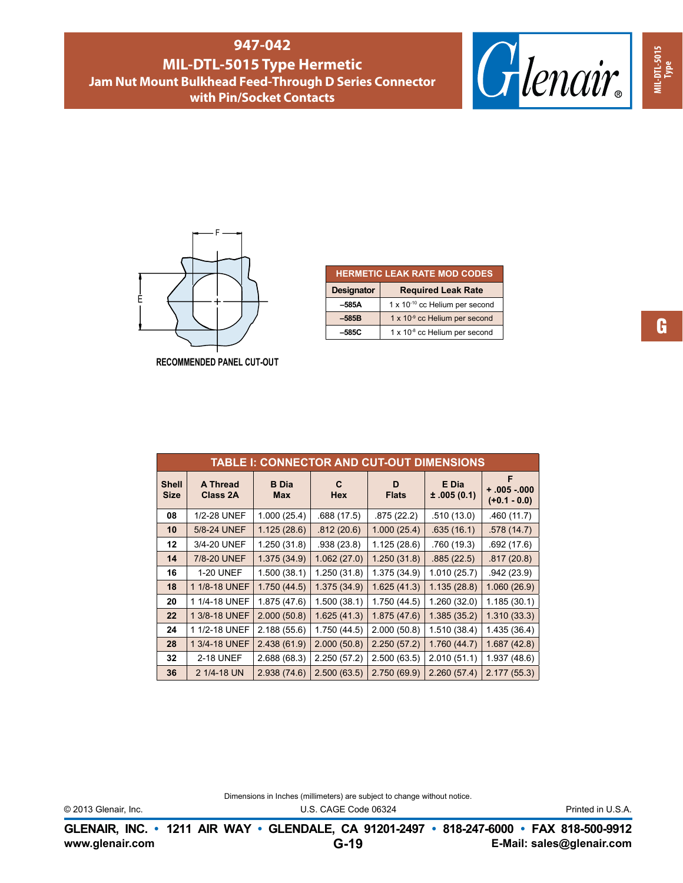# 947-042

## MIL-DTL-5015 Type Hermetic

### Jam Nut Mount Bulkhead Feed-Through D Series Connector with Pin/Socket Contacts

F

E

RECOMMENDED PANEL CUT-OUT

| HERMETIC LEAK RATE MOD CODES | |
|---|---|
| **Designator** | **Required Leak Rate** |
| **–585A** | 1 x $10^{-10}$ cc Helium per second |
| **–585B** | 1 x $10^{-9}$ cc Helium per second |
| **–585C** | 1 x $10^{-8}$ cc Helium per second |

**TABLE I: CONNECTOR AND CUT-OUT DIMENSIONS**

| Shell Size | A Thread Class 2A | B Dia Max | C Hex | D Flats | E Dia ± .005 (0.1) | F + .005 -.000 (+0.1 - 0.0) |
|---|---|---|---|---|---|---|
| **08** | 1/2-28 UNEF | 1.000 (25.4) | .688 (17.5) | .875 (22.2) | .510 (13.0) | .460 (11.7) |
| **10** | 5/8-24 UNEF | 1.125 (28.6) | .812 (20.6) | 1.000 (25.4) | .635 (16.1) | .578 (14.7) |
| **12** | 3/4-20 UNEF | 1.250 (31.8) | .938 (23.8) | 1.125 (28.6) | .760 (19.3) | .692 (17.6) |
| **14** | 7/8-20 UNEF | 1.375 (34.9) | 1.062 (27.0) | 1.250 (31.8) | .885 (22.5) | .817 (20.8) |
| **16** | 1-20 UNEF | 1.500 (38.1) | 1.250 (31.8) | 1.375 (34.9) | 1.010 (25.7) | .942 (23.9) |
| **18** | 1 1/8-18 UNEF | 1.750 (44.5) | 1.375 (34.9) | 1.625 (41.3) | 1.135 (28.8) | 1.060 (26.9) |
| **20** | 1 1/4-18 UNEF | 1.875 (47.6) | 1.500 (38.1) | 1.750 (44.5) | 1.260 (32.0) | 1.185 (30.1) |
| **22** | 1 3/8-18 UNEF | 2.000 (50.8) | 1.625 (41.3) | 1.875 (47.6) | 1.385 (35.2) | 1.310 (33.3) |
| **24** | 1 1/2-18 UNEF | 2.188 (55.6) | 1.750 (44.5) | 2.000 (50.8) | 1.510 (38.4) | 1.435 (36.4) |
| **28** | 1 3/4-18 UNEF | 2.438 (61.9) | 2.000 (50.8) | 2.250 (57.2) | 1.760 (44.7) | 1.687 (42.8) |
| **32** | 2-18 UNEF | 2.688 (68.3) | 2.250 (57.2) | 2.500 (63.5) | 2.010 (51.1) | 1.937 (48.6) |
| **36** | 2 1/4-18 UN | 2.938 (74.6) | 2.500 (63.5) | 2.750 (69.9) | 2.260 (57.4) | 2.177 (55.3) |

Dimensions in Inches (millimeters) are subject to change without notice.

© 2013 Glenair, Inc. U.S. CAGE Code 06324 Printed in U.S.A.

**GLENAIR, INC. • 1211 AIR WAY • GLENDALE, CA 91201-2497 • 818-247-6000 • FAX 818-500-9912**

**www.glenair.com** **E-Mail: sales@glenair.com**